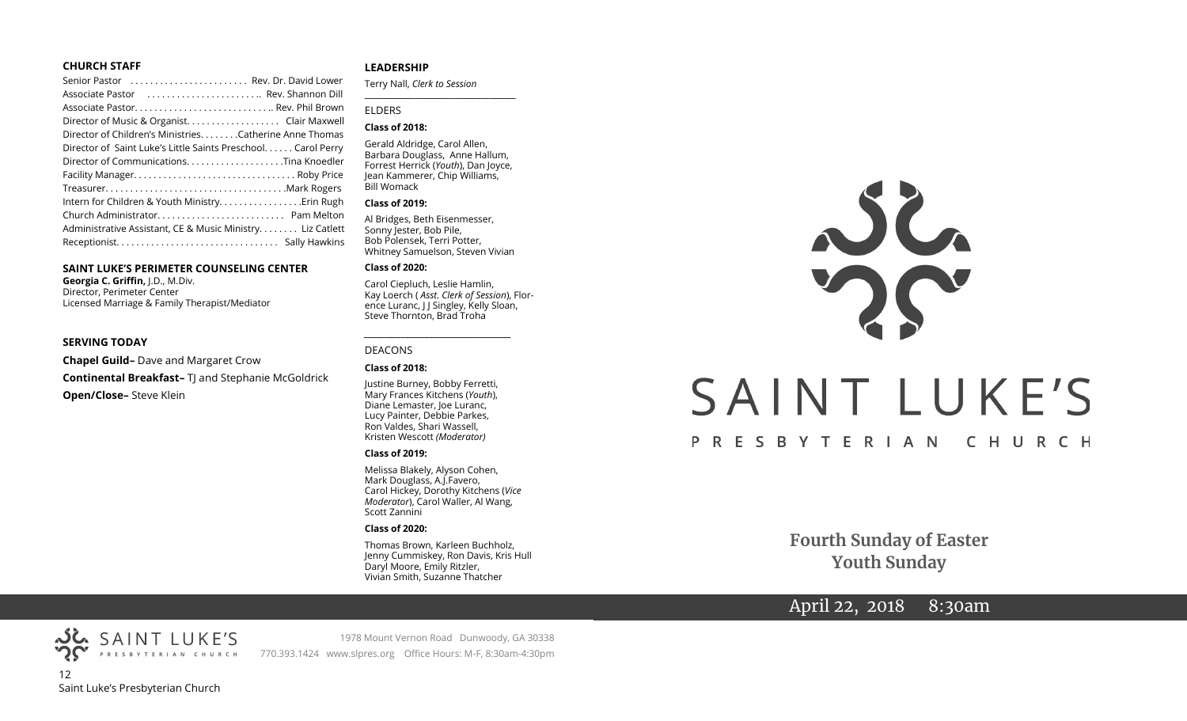### CHURCH STAFF

Senior Pastor ........................ Rev. Dr. David Lower
Associate Pastor ........................ Rev. Shannon Dill
Associate Pastor............................ Rev. Phil Brown
Director of Music & Organist.................. Clair Maxwell
Director of Children's Ministries........Catherine Anne Thomas
Director of Saint Luke's Little Saints Preschool...... Carol Perry
Director of Communications...................Tina Knoedler
Facility Manager................................ Roby Price
Treasurer....................................Mark Rogers
Intern for Children & Youth Ministry................Erin Rugh
Church Administrator.......................... Pam Melton
Administrative Assistant, CE & Music Ministry........ Liz Catlett
Receptionist................................ Sally Hawkins

### SAINT LUKE'S PERIMETER COUNSELING CENTER

**Georgia C. Griffin,** J.D., M.Div.
Director, Perimeter Center
Licensed Marriage & Family Therapist/Mediator

### SERVING TODAY

**Chapel Guild–** Dave and Margaret Crow

**Continental Breakfast–** TJ and Stephanie McGoldrick

**Open/Close–** Steve Klein

### LEADERSHIP

Terry Nall, *Clerk to Session*

ELDERS

**Class of 2018:**

Gerald Aldridge, Carol Allen, Barbara Douglass, Anne Hallum, Forrest Herrick (*Youth*), Dan Joyce, Jean Kammerer, Chip Williams, Bill Womack

**Class of 2019:**

Al Bridges, Beth Eisenmesser, Sonny Jester, Bob Pile, Bob Polensek, Terri Potter, Whitney Samuelson, Steven Vivian

**Class of 2020:**

Carol Ciepluch, Leslie Hamlin, Kay Loerch ( *Asst. Clerk of Session*), Florence Luranc, J J Singley, Kelly Sloan, Steve Thornton, Brad Troha

DEACONS

**Class of 2018:**

Justine Burney, Bobby Ferretti, Mary Frances Kitchens (*Youth*), Diane Lemaster, Joe Luranc, Lucy Painter, Debbie Parkes, Ron Valdes, Shari Wassell, Kristen Wescott *(Moderator)*

**Class of 2019:**

Melissa Blakely, Alyson Cohen, Mark Douglass, A.J.Favero, Carol Hickey, Dorothy Kitchens (*Vice Moderator*), Carol Waller, Al Wang, Scott Zannini

**Class of 2020:**

Thomas Brown, Karleen Buchholz, Jenny Cummiskey, Ron Davis, Kris Hull, Daryl Moore, Emily Ritzler, Vivian Smith, Suzanne Thatcher

# SAINT LUKE'S PRESBYTERIAN CHURCH

## Fourth Sunday of Easter
## Youth Sunday

April 22, 2018 8:30am

SAINT LUKE'S PRESBYTERIAN CHURCH

1978 Mount Vernon Road Dunwoody, GA 30338
770.393.1424 www.slpres.org Office Hours: M-F, 8:30am-4:30pm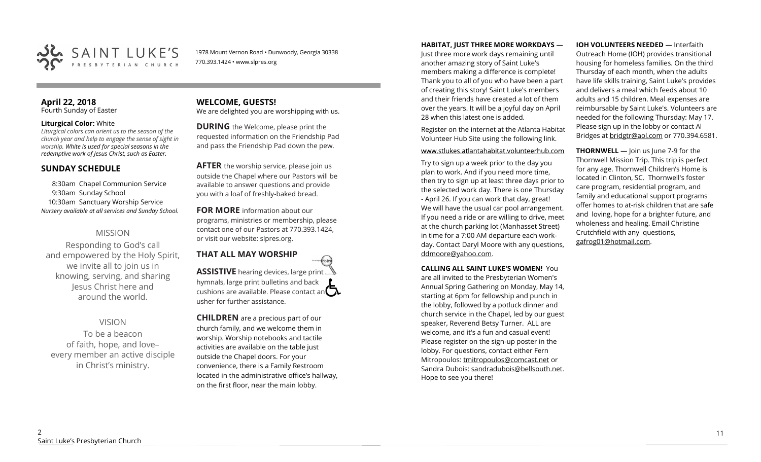SAINT LUKE'S PRESBYTERIAN CHURCH

1978 Mount Vernon Road • Dunwoody, Georgia 30338
770.393.1424 • www.slpres.org

**April 22, 2018**
Fourth Sunday of Easter

**Liturgical Color:** White
*Liturgical colors can orient us to the season of the church year and help to engage the sense of sight in worship. White is used for special seasons in the redemptive work of Jesus Christ, such as Easter.*

## SUNDAY SCHEDULE

8:30am Chapel Communion Service
9:30am Sunday School
10:30am Sanctuary Worship Service
*Nursery available at all services and Sunday School.*

### MISSION

Responding to God's call and empowered by the Holy Spirit, we invite all to join us in knowing, serving, and sharing Jesus Christ here and around the world.

### VISION

To be a beacon of faith, hope, and love– every member an active disciple in Christ's ministry.

## WELCOME, GUESTS!

We are delighted you are worshipping with us.

**DURING** the Welcome, please print the requested information on the Friendship Pad and pass the Friendship Pad down the pew.

**AFTER** the worship service, please join us outside the Chapel where our Pastors will be available to answer questions and provide you with a loaf of freshly-baked bread.

**FOR MORE** information about our programs, ministries or membership, please contact one of our Pastors at 770.393.1424, or visit our website: slpres.org.

## THAT ALL MAY WORSHIP

**ASSISTIVE** hearing devices, large print hymnals, large print bulletins and back cushions are available. Please contact an usher for further assistance.

**CHILDREN** are a precious part of our church family, and we welcome them in worship. Worship notebooks and tactile activities are available on the table just outside the Chapel doors. For your convenience, there is a Family Restroom located in the administrative office's hallway, on the first floor, near the main lobby.

**HABITAT, JUST THREE MORE WORKDAYS** — Just three more work days remaining until another amazing story of Saint Luke's members making a difference is complete! Thank you to all of you who have been a part of creating this story! Saint Luke's members and their friends have created a lot of them over the years. It will be a joyful day on April 28 when this latest one is added.

Register on the internet at the Atlanta Habitat Volunteer Hub Site using the following link.

www.stlukes.atlantahabitat.volunteerhub.com

Try to sign up a week prior to the day you plan to work. And if you need more time, then try to sign up at least three days prior to the selected work day. There is one Thursday - April 26. If you can work that day, great! We will have the usual car pool arrangement. If you need a ride or are willing to drive, meet at the church parking lot (Manhasset Street) in time for a 7:00 AM departure each workday. Contact Daryl Moore with any questions, ddmoore@yahoo.com.

**CALLING ALL SAINT LUKE'S WOMEN!** You are all invited to the Presbyterian Women's Annual Spring Gathering on Monday, May 14, starting at 6pm for fellowship and punch in the lobby, followed by a potluck dinner and church service in the Chapel, led by our guest speaker, Reverend Betsy Turner. ALL are welcome, and it's a fun and casual event! Please register on the sign-up poster in the lobby. For questions, contact either Fern Mitropoulos: tmitropoulos@comcast.net or Sandra Dubois: sandradubois@bellsouth.net. Hope to see you there!

**IOH VOLUNTEERS NEEDED** — Interfaith Outreach Home (IOH) provides transitional housing for homeless families. On the third Thursday of each month, when the adults have life skills training, Saint Luke's provides and delivers a meal which feeds about 10 adults and 15 children. Meal expenses are reimbursable by Saint Luke's. Volunteers are needed for the following Thursday: May 17. Please sign up in the lobby or contact Al Bridges at bridgtr@aol.com or 770.394.6581.

**THORNWELL** — Join us June 7-9 for the Thornwell Mission Trip. This trip is perfect for any age. Thornwell Children's Home is located in Clinton, SC. Thornwell's foster care program, residential program, and family and educational support programs offer homes to at-risk children that are safe and loving, hope for a brighter future, and wholeness and healing. Email Christine Crutchfield with any questions, gafrog01@hotmail.com.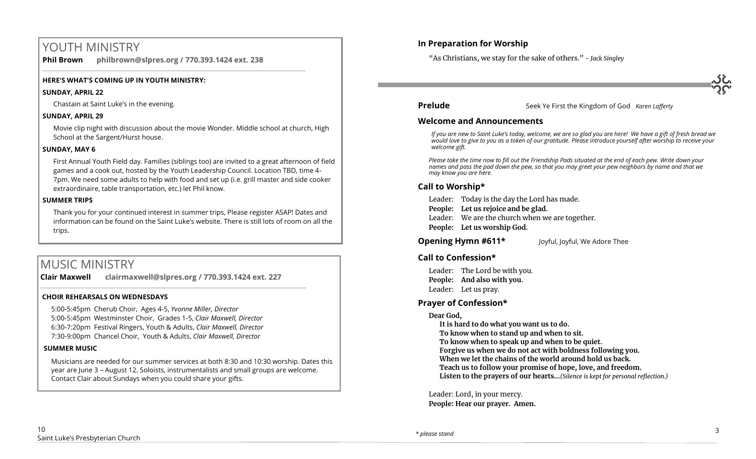# YOUTH MINISTRY

**Phil Brown philbrown@slpres.org / 770.393.1424 ext. 238**

**HERE'S WHAT'S COMING UP IN YOUTH MINISTRY:**

**SUNDAY, APRIL 22**

Chastain at Saint Luke's in the evening.

**SUNDAY, APRIL 29**

Movie clip night with discussion about the movie Wonder. Middle school at church, High School at the Sargent/Hurst house.

**SUNDAY, MAY 6**

First Annual Youth Field day. Families (siblings too) are invited to a great afternoon of field games and a cook out, hosted by the Youth Leadership Council. Location TBD, time 4-7pm. We need some adults to help with food and set up (i.e. grill master and side cooker extraordinaire, table transportation, etc.) let Phil know.

**SUMMER TRIPS**

Thank you for your continued interest in summer trips, Please register ASAP! Dates and information can be found on the Saint Luke's website. There is still lots of room on all the trips.

# MUSIC MINISTRY

**Clair Maxwell clairmaxwell@slpres.org / 770.393.1424 ext. 227**

**CHOIR REHEARSALS ON WEDNESDAYS**

5:00-5:45pm Cherub Choir, Ages 4-5, *Yvonne Miller, Director*
5:00-5:45pm Westminster Choir, Grades 1-5, *Clair Maxwell, Director*
6:30-7:20pm Festival Ringers, Youth & Adults, *Clair Maxwell, Director*
7:30-9:00pm Chancel Choir, Youth & Adults, *Clair Maxwell, Director*

**SUMMER MUSIC**

Musicians are needed for our summer services at both 8:30 and 10:30 worship. Dates this year are June 3 – August 12. Soloists, instrumentalists and small groups are welcome. Contact Clair about Sundays when you could share your gifts.

**In Preparation for Worship**

"As Christians, we stay for the sake of others." *- Jack Singley*

**Prelude** Seek Ye First the Kingdom of God *Karen Lafferty*

**Welcome and Announcements**

*If you are new to Saint Luke's today, welcome, we are so glad you are here! We have a gift of fresh bread we would love to give to you as a token of our gratitude. Please introduce yourself after worship to receive your welcome gift.*

*Please take the time now to fill out the Friendship Pads situated at the end of each pew. Write down your names and pass the pad down the pew, so that you may greet your pew neighbors by name and that we may know you are here.*

**Call to Worship\***

Leader: Today is the day the Lord has made.
**People: Let us rejoice and be glad.**
Leader: We are the church when we are together.
**People: Let us worship God.**

**Opening Hymn #611\*** Joyful, Joyful, We Adore Thee

**Call to Confession\***

Leader: The Lord be with you.
**People: And also with you.**
Leader: Let us pray.

**Prayer of Confession\***

**Dear God,**
**It is hard to do what you want us to do.**
**To know when to stand up and when to sit.**
**To know when to speak up and when to be quiet.**
**Forgive us when we do not act with boldness following you.**
**When we let the chains of the world around hold us back.**
**Teach us to follow your promise of hope, love, and freedom.**
**Listen to the prayers of our hearts…***(Silence is kept for personal reflection.)*

Leader: Lord, in your mercy.
**People: Hear our prayer. Amen.**

*\* please stand*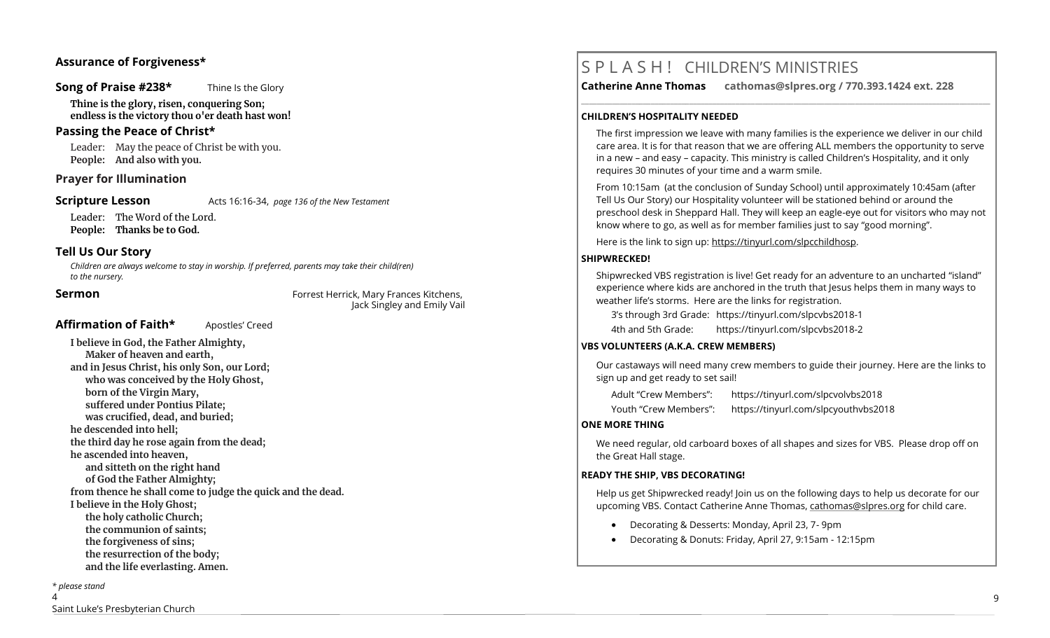## Assurance of Forgiveness*

## Song of Praise #238* Thine Is the Glory

**Thine is the glory, risen, conquering Son;**
**endless is the victory thou o'er death hast won!**

## Passing the Peace of Christ*

Leader: May the peace of Christ be with you.
**People: And also with you.**

## Prayer for Illumination

## Scripture Lesson Acts 16:16-34, *page 136 of the New Testament*

Leader: The Word of the Lord.
**People: Thanks be to God.**

## Tell Us Our Story

*Children are always welcome to stay in worship. If preferred, parents may take their child(ren) to the nursery.*

## Sermon Forrest Herrick, Mary Frances Kitchens, Jack Singley and Emily Vail

## Affirmation of Faith* Apostles' Creed

**I believe in God, the Father Almighty,**
**Maker of heaven and earth,**
**and in Jesus Christ, his only Son, our Lord;**
**who was conceived by the Holy Ghost,**
**born of the Virgin Mary,**
**suffered under Pontius Pilate;**
**was crucified, dead, and buried;**
**he descended into hell;**
**the third day he rose again from the dead;**
**he ascended into heaven,**
**and sitteth on the right hand**
**of God the Father Almighty;**
**from thence he shall come to judge the quick and the dead.**
**I believe in the Holy Ghost;**
**the holy catholic Church;**
**the communion of saints;**
**the forgiveness of sins;**
**the resurrection of the body;**
**and the life everlasting. Amen.**

*\* please stand*

# S P L A S H ! CHILDREN'S MINISTRIES

**Catherine Anne Thomas cathomas@slpres.org / 770.393.1424 ext. 228**

### CHILDREN'S HOSPITALITY NEEDED

The first impression we leave with many families is the experience we deliver in our child care area. It is for that reason that we are offering ALL members the opportunity to serve in a new – and easy – capacity. This ministry is called Children's Hospitality, and it only requires 30 minutes of your time and a warm smile.

From 10:15am (at the conclusion of Sunday School) until approximately 10:45am (after Tell Us Our Story) our Hospitality volunteer will be stationed behind or around the preschool desk in Sheppard Hall. They will keep an eagle-eye out for visitors who may not know where to go, as well as for member families just to say "good morning".

Here is the link to sign up: https://tinyurl.com/slpcchildhosp.

### SHIPWRECKED!

Shipwrecked VBS registration is live! Get ready for an adventure to an uncharted "island" experience where kids are anchored in the truth that Jesus helps them in many ways to weather life's storms. Here are the links for registration.

3's through 3rd Grade: https://tinyurl.com/slpcvbs2018-1
4th and 5th Grade: https://tinyurl.com/slpcvbs2018-2

### VBS VOLUNTEERS (A.K.A. CREW MEMBERS)

Our castaways will need many crew members to guide their journey. Here are the links to sign up and get ready to set sail!

Adult "Crew Members": https://tinyurl.com/slpcvolvbs2018
Youth "Crew Members": https://tinyurl.com/slpcyouthvbs2018

### ONE MORE THING

We need regular, old carboard boxes of all shapes and sizes for VBS. Please drop off on the Great Hall stage.

### READY THE SHIP, VBS DECORATING!

Help us get Shipwrecked ready! Join us on the following days to help us decorate for our upcoming VBS. Contact Catherine Anne Thomas, cathomas@slpres.org for child care.

- Decorating & Desserts: Monday, April 23, 7- 9pm
- Decorating & Donuts: Friday, April 27, 9:15am - 12:15pm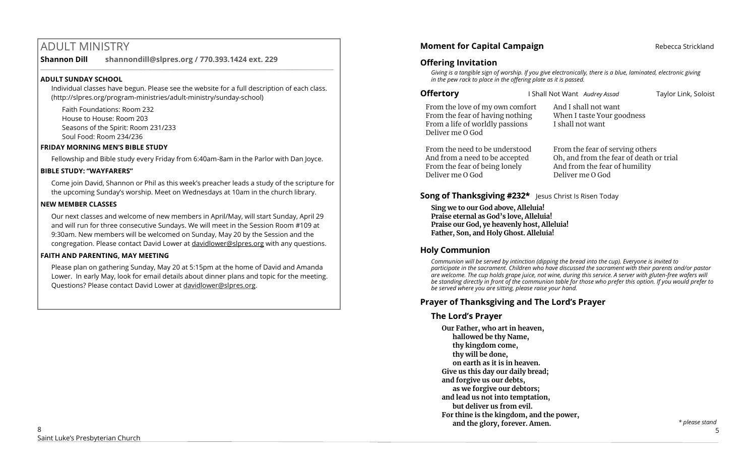# ADULT MINISTRY

**Shannon Dill** **shannondill@slpres.org / 770.393.1424 ext. 229**

### ADULT SUNDAY SCHOOL

Individual classes have begun. Please see the website for a full description of each class. (http://slpres.org/program-ministries/adult-ministry/sunday-school)

Faith Foundations: Room 232
House to House: Room 203
Seasons of the Spirit: Room 231/233
Soul Food: Room 234/236

### FRIDAY MORNING MEN'S BIBLE STUDY

Fellowship and Bible study every Friday from 6:40am-8am in the Parlor with Dan Joyce.

### BIBLE STUDY: "WAYFARERS"

Come join David, Shannon or Phil as this week's preacher leads a study of the scripture for the upcoming Sunday's worship. Meet on Wednesdays at 10am in the church library.

### NEW MEMBER CLASSES

Our next classes and welcome of new members in April/May, will start Sunday, April 29 and will run for three consecutive Sundays. We will meet in the Session Room #109 at 9:30am. New members will be welcomed on Sunday, May 20 by the Session and the congregation. Please contact David Lower at davidlower@slpres.org with any questions.

### FAITH AND PARENTING, MAY MEETING

Please plan on gathering Sunday, May 20 at 5:15pm at the home of David and Amanda Lower. In early May, look for email details about dinner plans and topic for the meeting. Questions? Please contact David Lower at davidlower@slpres.org.

## Moment for Capital Campaign — Rebecca Strickland

## Offering Invitation

*Giving is a tangible sign of worship. If you give electronically, there is a blue, laminated, electronic giving in the pew rack to place in the offering plate as it is passed.*

## Offertory — I Shall Not Want *Audrey Assad* — Taylor Link, Soloist

From the love of my own comfort
From the fear of having nothing
From a life of worldly passions
Deliver me O God

And I shall not want
When I taste Your goodness
I shall not want

From the need to be understood
And from a need to be accepted
From the fear of being lonely
Deliver me O God

From the fear of serving others
Oh, and from the fear of death or trial
And from the fear of humility
Deliver me O God

## Song of Thanksgiving #232* — Jesus Christ Is Risen Today

**Sing we to our God above, Alleluia!**
**Praise eternal as God's love, Alleluia!**
**Praise our God, ye heavenly host, Alleluia!**
**Father, Son, and Holy Ghost. Alleluia!**

## Holy Communion

*Communion will be served by intinction (dipping the bread into the cup). Everyone is invited to participate in the sacrament. Children who have discussed the sacrament with their parents and/or pastor are welcome. The cup holds grape juice, not wine, during this service. A server with gluten-free wafers will be standing directly in front of the communion table for those who prefer this option. If you would prefer to be served where you are sitting, please raise your hand.*

## Prayer of Thanksgiving and The Lord's Prayer

### The Lord's Prayer

**Our Father, who art in heaven,**
**hallowed be thy Name,**
**thy kingdom come,**
**thy will be done,**
**on earth as it is in heaven.**
**Give us this day our daily bread;**
**and forgive us our debts,**
**as we forgive our debtors;**
**and lead us not into temptation,**
**but deliver us from evil.**
**For thine is the kingdom, and the power,**
**and the glory, forever. Amen.**

*\* please stand*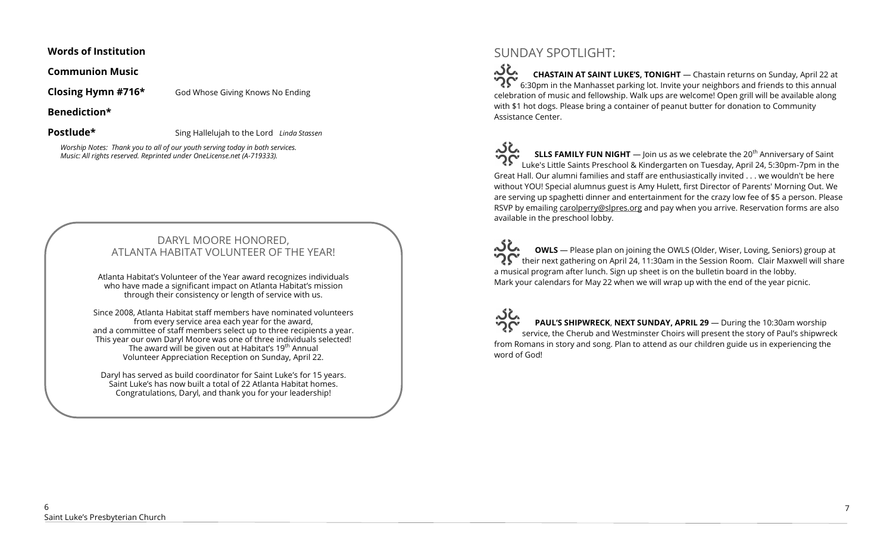**Words of Institution**

**Communion Music**

**Closing Hymn #716*** God Whose Giving Knows No Ending

**Benediction***

**Postlude*** Sing Hallelujah to the Lord *Linda Stassen*

*Worship Notes: Thank you to all of our youth serving today in both services.*
*Music: All rights reserved. Reprinted under OneLicense.net (A-719333).*

## DARYL MOORE HONORED, ATLANTA HABITAT VOLUNTEER OF THE YEAR!

Atlanta Habitat's Volunteer of the Year award recognizes individuals who have made a significant impact on Atlanta Habitat's mission through their consistency or length of service with us.

Since 2008, Atlanta Habitat staff members have nominated volunteers from every service area each year for the award, and a committee of staff members select up to three recipients a year. This year our own Daryl Moore was one of three individuals selected! The award will be given out at Habitat's 19th Annual Volunteer Appreciation Reception on Sunday, April 22.

Daryl has served as build coordinator for Saint Luke's for 15 years. Saint Luke's has now built a total of 22 Atlanta Habitat homes. Congratulations, Daryl, and thank you for your leadership!

## SUNDAY SPOTLIGHT:

**CHASTAIN AT SAINT LUKE'S, TONIGHT** — Chastain returns on Sunday, April 22 at 6:30pm in the Manhasset parking lot. Invite your neighbors and friends to this annual celebration of music and fellowship. Walk ups are welcome! Open grill will be available along with $1 hot dogs. Please bring a container of peanut butter for donation to Community Assistance Center.

**SLLS FAMILY FUN NIGHT** — Join us as we celebrate the 20th Anniversary of Saint Luke's Little Saints Preschool & Kindergarten on Tuesday, April 24, 5:30pm-7pm in the Great Hall. Our alumni families and staff are enthusiastically invited . . . we wouldn't be here without YOU! Special alumnus guest is Amy Hulett, first Director of Parents' Morning Out. We are serving up spaghetti dinner and entertainment for the crazy low fee of $5 a person. Please RSVP by emailing carolperry@slpres.org and pay when you arrive. Reservation forms are also available in the preschool lobby.

**OWLS** — Please plan on joining the OWLS (Older, Wiser, Loving, Seniors) group at their next gathering on April 24, 11:30am in the Session Room. Clair Maxwell will share a musical program after lunch. Sign up sheet is on the bulletin board in the lobby. Mark your calendars for May 22 when we will wrap up with the end of the year picnic.

**PAUL'S SHIPWRECK**, **NEXT SUNDAY, APRIL 29** — During the 10:30am worship service, the Cherub and Westminster Choirs will present the story of Paul's shipwreck from Romans in story and song. Plan to attend as our children guide us in experiencing the word of God!